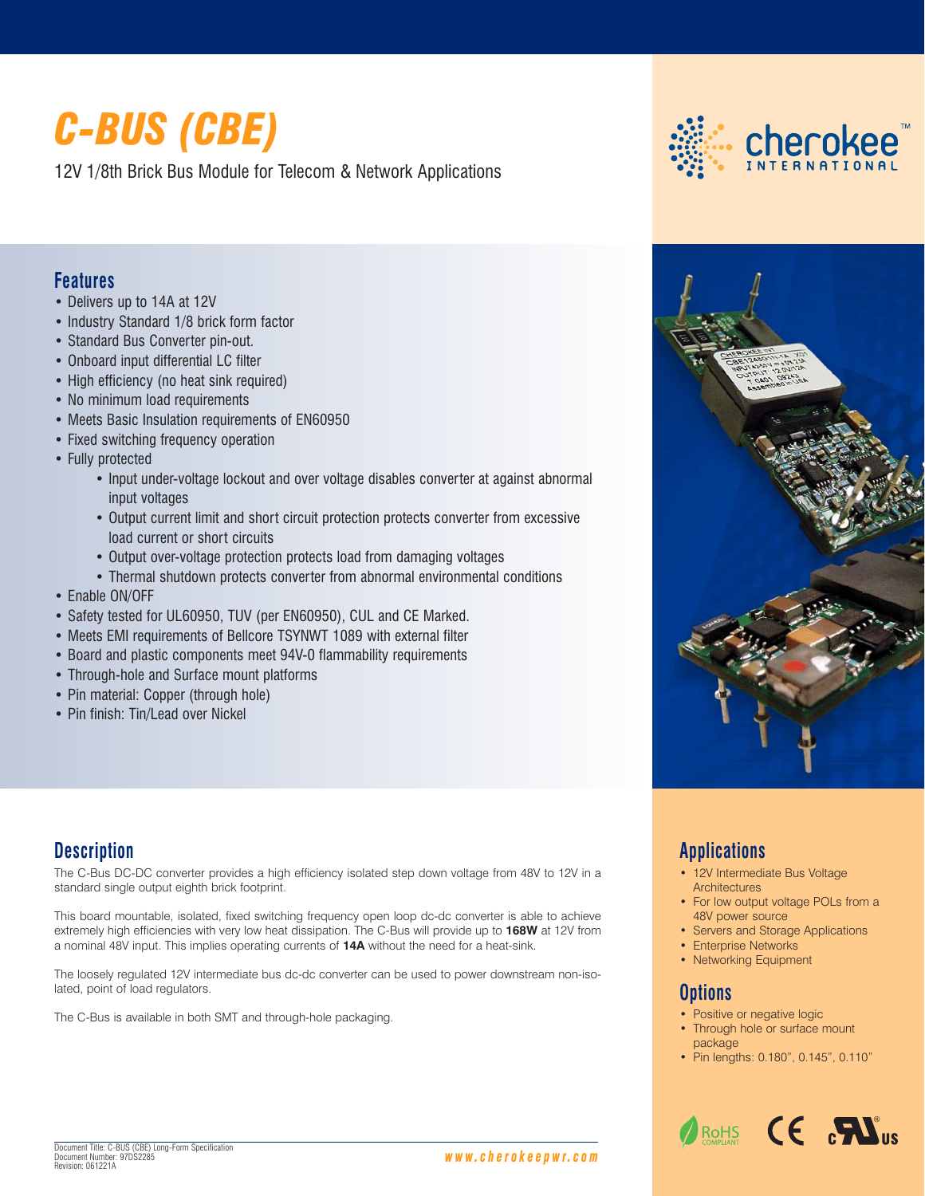# C-BUS (CBE)

12V 1/8th Brick Bus Module for Telecom & Network Applications

## Features

- Delivers up to 14A at 12V
- Industry Standard 1/8 brick form factor
- Standard Bus Converter pin-out.
- Onboard input differential LC filter
- High efficiency (no heat sink required)
- No minimum load requirements
- Meets Basic Insulation requirements of EN60950
- Fixed switching frequency operation
- Fully protected
  - Input under-voltage lockout and over voltage disables converter at against abnormal input voltages
  - Output current limit and short circuit protection protects converter from excessive load current or short circuits
  - Output over-voltage protection protects load from damaging voltages
  - Thermal shutdown protects converter from abnormal environmental conditions
- Enable ON/OFF
- Safety tested for UL60950, TUV (per EN60950), CUL and CE Marked.
- Meets EMI requirements of Bellcore TSYNWT 1089 with external filter
- Board and plastic components meet 94V-0 flammability requirements
- Through-hole and Surface mount platforms
- Pin material: Copper (through hole)
- Pin finish: Tin/Lead over Nickel

## Description

The C-Bus DC-DC converter provides a high efficiency isolated step down voltage from 48V to 12V in a standard single output eighth brick footprint.

This board mountable, isolated, fixed switching frequency open loop dc-dc converter is able to achieve extremely high efficiencies with very low heat dissipation. The C-Bus will provide up to **168W** at 12V from a nominal 48V input. This implies operating currents of **14A** without the need for a heat-sink.

The loosely regulated 12V intermediate bus dc-dc converter can be used to power downstream non-isolated, point of load regulators.

The C-Bus is available in both SMT and through-hole packaging.

## Applications

- 12V Intermediate Bus Voltage Architectures
- For low output voltage POLs from a 48V power source
- Servers and Storage Applications
- Enterprise Networks
- Networking Equipment

## Options

- Positive or negative logic
- Through hole or surface mount package
- Pin lengths: 0.180", 0.145", 0.110"

Document Title: C-BUS (CBE) Long-Form Specification
Document Number: 97DS2285
Revision: 061221A

www.cherokeepwr.com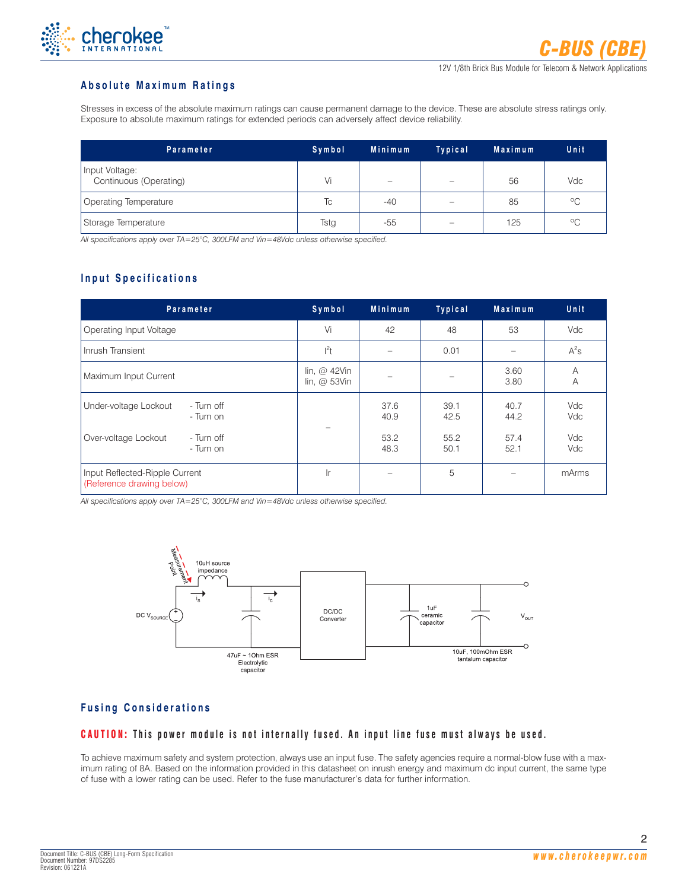## Absolute Maximum Ratings

Stresses in excess of the absolute maximum ratings can cause permanent damage to the device. These are absolute stress ratings only. Exposure to absolute maximum ratings for extended periods can adversely affect device reliability.

| Parameter | Symbol | Minimum | Typical | Maximum | Unit |
|---|---|---|---|---|---|
| Input Voltage: Continuous (Operating) | Vi | – | – | 56 | Vdc |
| Operating Temperature | Tc | -40 | – | 85 | °C |
| Storage Temperature | Tstg | -55 | – | 125 | °C |

*All specifications apply over TA=25°C, 300LFM and Vin=48Vdc unless otherwise specified.*

## Input Specifications

| Parameter | | Symbol | Minimum | Typical | Maximum | Unit |
|---|---|---|---|---|---|---|
| Operating Input Voltage | | Vi | 42 | 48 | 53 | Vdc |
| Inrush Transient | | $I^2t$ | – | 0.01 | – | $A^2s$ |
| Maximum Input Current | | Iin, @ 42Vin<br>Iin, @ 53Vin | – | – | 3.60<br>3.80 | A<br>A |
| Under-voltage Lockout | - Turn off<br>- Turn on | – | 37.6<br>40.9 | 39.1<br>42.5 | 40.7<br>44.2 | Vdc<br>Vdc |
| Over-voltage Lockout | - Turn off<br>- Turn on | – | 53.2<br>48.3 | 55.2<br>50.1 | 57.4<br>52.1 | Vdc<br>Vdc |
| Input Reflected-Ripple Current (Reference drawing below) | | Ir | – | 5 | – | mArms |

*All specifications apply over TA=25°C, 300LFM and Vin=48Vdc unless otherwise specified.*

## Fusing Considerations

**CAUTION: This power module is not internally fused. An input line fuse must always be used.**

To achieve maximum safety and system protection, always use an input fuse. The safety agencies require a normal-blow fuse with a maximum rating of 8A. Based on the information provided in this datasheet on inrush energy and maximum dc input current, the same type of fuse with a lower rating can be used. Refer to the fuse manufacturer's data for further information.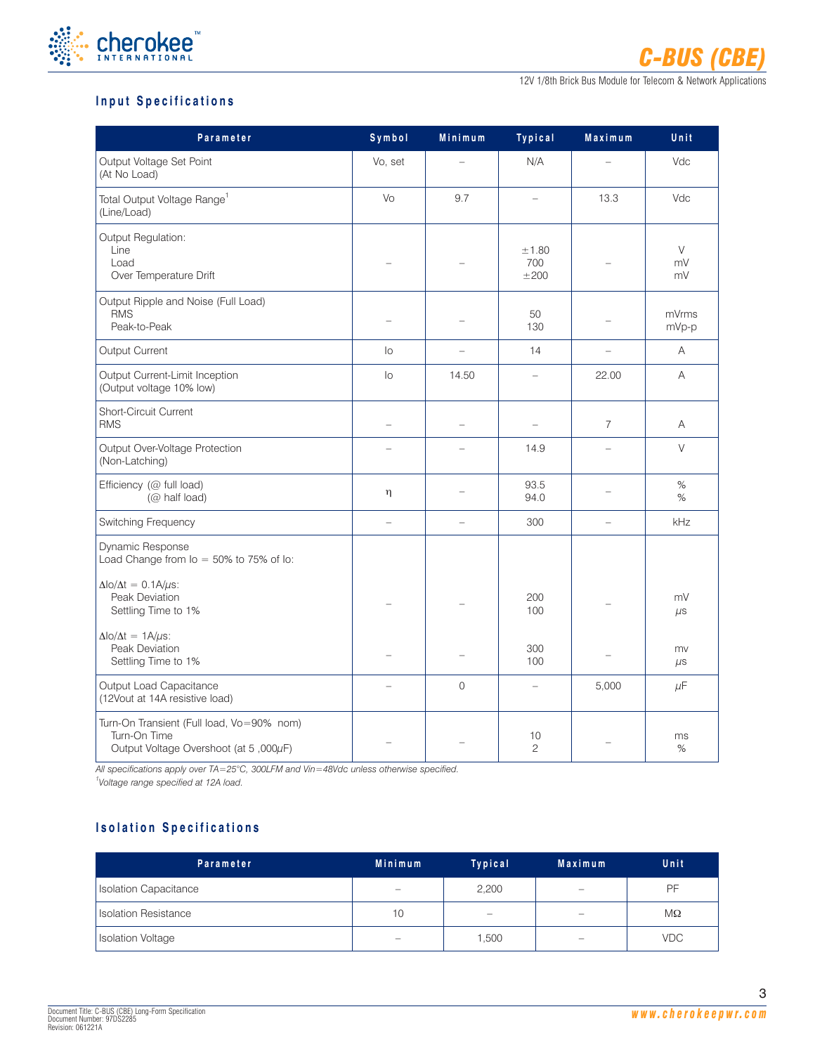## Input Specifications

| Parameter | Symbol | Minimum | Typical | Maximum | Unit |
|---|---|---|---|---|---|
| Output Voltage Set Point (At No Load) | Vo, set | – | N/A | – | Vdc |
| Total Output Voltage Range[1] (Line/Load) | Vo | 9.7 | – | 13.3 | Vdc |
| Output Regulation:<br>Line<br>Load<br>Over Temperature Drift | – | – | <br>±1.80<br>700<br>±200 | – | <br>V<br>mV<br>mV |
| Output Ripple and Noise (Full Load)<br>RMS<br>Peak-to-Peak | – | – | <br>50<br>130 | – | <br>mVrms<br>mVp-p |
| Output Current | Io | – | 14 | – | A |
| Output Current-Limit Inception (Output voltage 10% low) | Io | 14.50 | – | 22.00 | A |
| Short-Circuit Current<br>RMS | – | – | – | 7 | A |
| Output Over-Voltage Protection (Non-Latching) | – | – | 14.9 | – | V |
| Efficiency (@ full load)<br>(@ half load) | η | – | 93.5<br>94.0 | – | %<br>% |
| Switching Frequency | – | – | 300 | – | kHz |
| Dynamic Response<br>Load Change from Io = 50% to 75% of Io: | | | | | |
| $\Delta Io/\Delta t$ = 0.1A/μs:<br>Peak Deviation<br>Settling Time to 1% | – | – | <br>200<br>100 | – | <br>mV<br>μs |
| $\Delta Io/\Delta t$ = 1A/μs:<br>Peak Deviation<br>Settling Time to 1% | – | – | <br>300<br>100 | – | <br>mv<br>μs |
| Output Load Capacitance (12Vout at 14A resistive load) | – | 0 | – | 5,000 | μF |
| Turn-On Transient (Full load, Vo=90% nom)<br>Turn-On Time<br>Output Voltage Overshoot (at 5 ,000μF) | – | – | <br>10<br>2 | – | <br>ms<br>% |

*All specifications apply over TA=25°C, 300LFM and Vin=48Vdc unless otherwise specified.*
*[1]Voltage range specified at 12A load.*

## Isolation Specifications

| Parameter | Minimum | Typical | Maximum | Unit |
|---|---|---|---|---|
| Isolation Capacitance | – | 2,200 | – | PF |
| Isolation Resistance | 10 | – | – | MΩ |
| Isolation Voltage | – | 1,500 | – | VDC |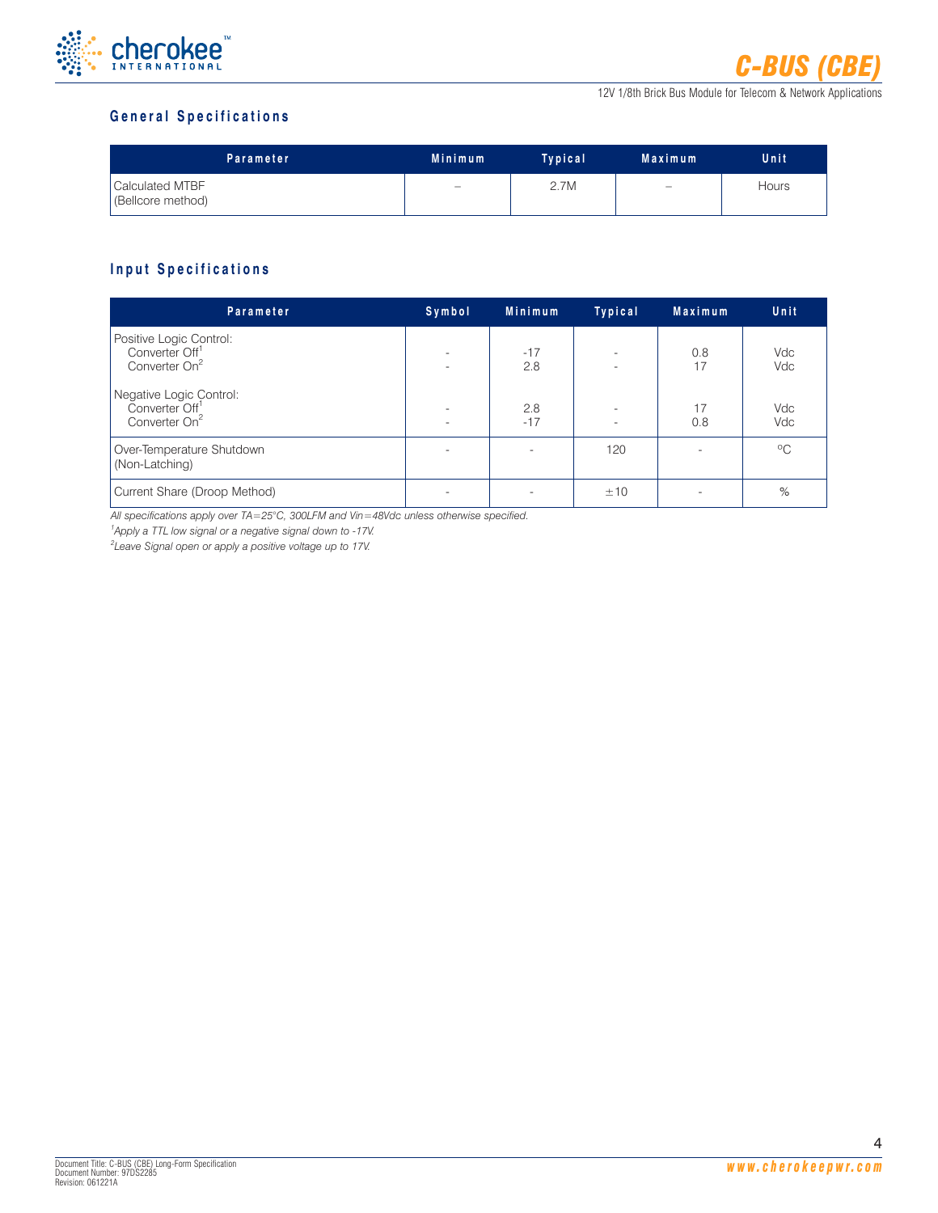## General Specifications

| Parameter | Minimum | Typical | Maximum | Unit |
|---|---|---|---|---|
| Calculated MTBF (Bellcore method) | – | 2.7M | – | Hours |

## Input Specifications

| Parameter | Symbol | Minimum | Typical | Maximum | Unit |
|---|---|---|---|---|---|
| Positive Logic Control: | | | | | |
| Converter Off[1] | - | -17 | - | 0.8 | Vdc |
| Converter On[2] | - | 2.8 | - | 17 | Vdc |
| Negative Logic Control: | | | | | |
| Converter Off[1] | - | 2.8 | - | 17 | Vdc |
| Converter On[2] | - | -17 | - | 0.8 | Vdc |
| Over-Temperature Shutdown (Non-Latching) | - | - | 120 | - | °C |
| Current Share (Droop Method) | - | - | ±10 | - | % |

*All specifications apply over TA=25°C, 300LFM and Vin=48Vdc unless otherwise specified.*

*[1]Apply a TTL low signal or a negative signal down to -17V.*

*[2]Leave Signal open or apply a positive voltage up to 17V.*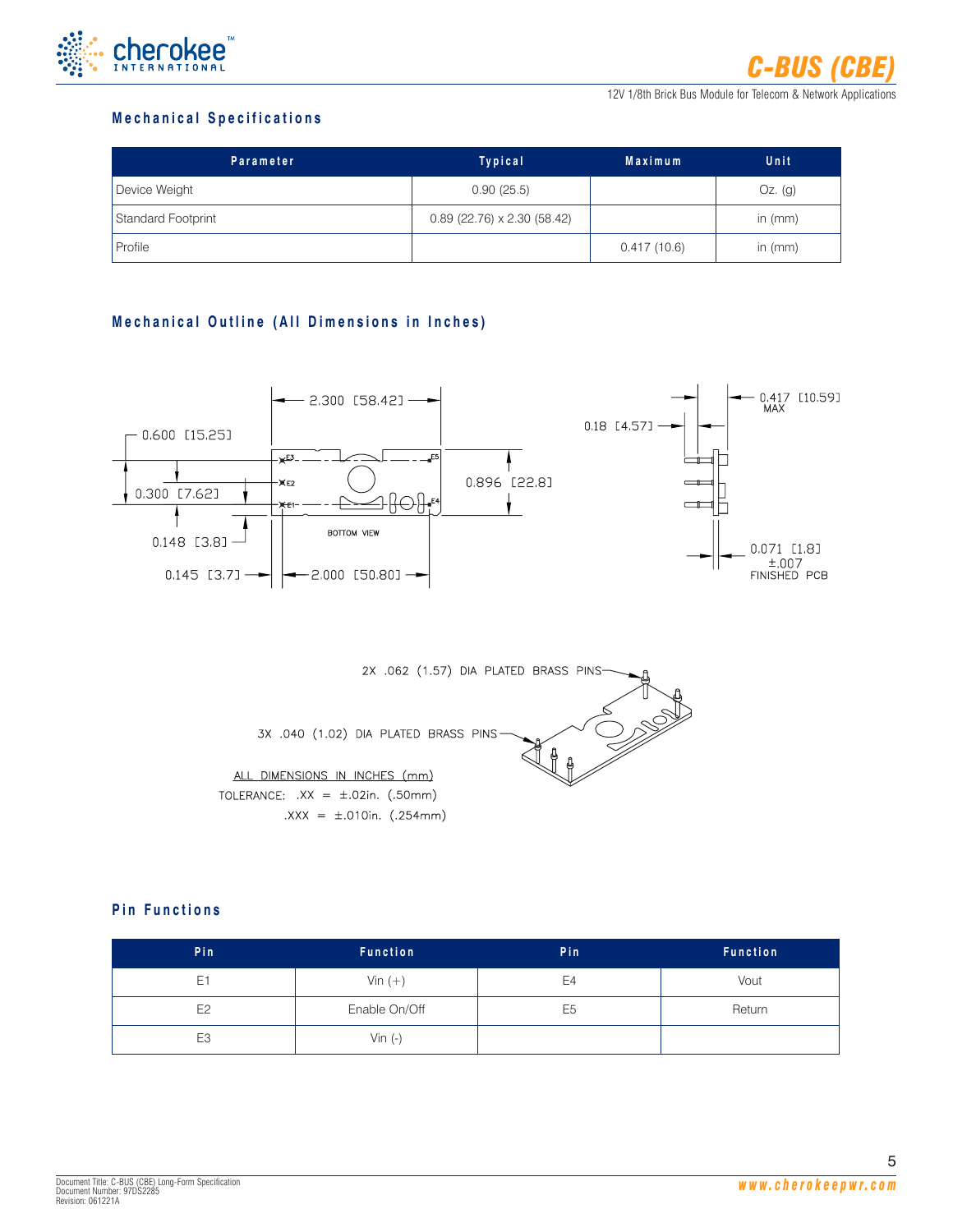## Mechanical Specifications

| Parameter | Typical | Maximum | Unit |
|---|---|---|---|
| Device Weight | 0.90 (25.5) | | Oz. (g) |
| Standard Footprint | 0.89 (22.76) x 2.30 (58.42) | | in (mm) |
| Profile | | 0.417 (10.6) | in (mm) |

## Mechanical Outline (All Dimensions in Inches)

2.300 [58.42]

0.600 [15.25]

0.300 [7.62]

0.148 [3.8]

0.145 [3.7]

2.000 [50.80]

0.896 [22.8]

BOTTOM VIEW

0.18 [4.57]

0.417 [10.59] MAX

0.071 [1.8] ±.007 FINISHED PCB

2X .062 (1.57) DIA PLATED BRASS PINS

3X .040 (1.02) DIA PLATED BRASS PINS

ALL DIMENSIONS IN INCHES (mm)

TOLERANCE: .XX = ±.02in. (.50mm)

.XXX = ±.010in. (.254mm)

## Pin Functions

| Pin | Function | Pin | Function |
|---|---|---|---|
| E1 | Vin (+) | E4 | Vout |
| E2 | Enable On/Off | E5 | Return |
| E3 | Vin (-) | | |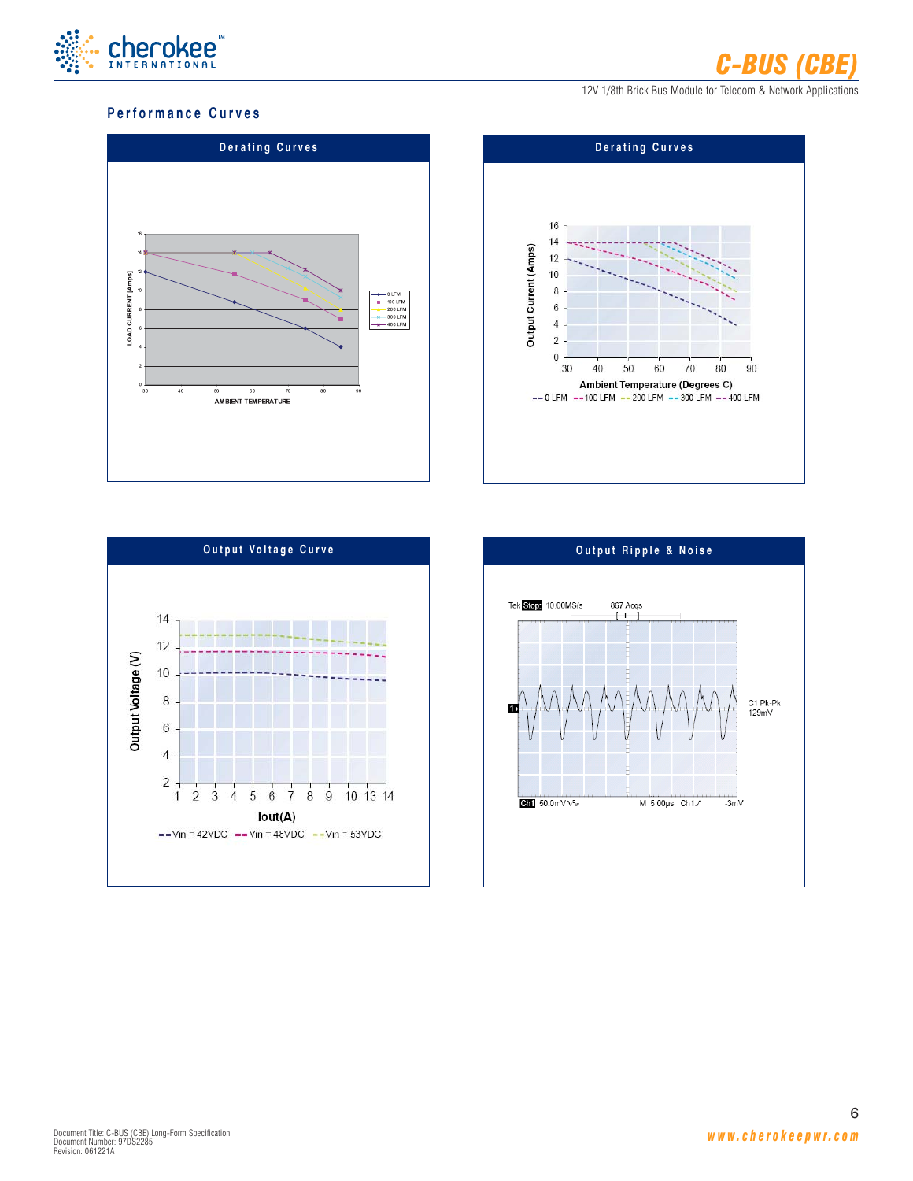## Performance Curves

### Derating Curves

LOAD CURRENT [Amps]

AMBIENT TEMPERATURE

0 LFM, 100 LFM, 200 LFM, 300 LFM, 400 LFM

### Derating Curves

Output Current (Amps)

Ambient Temperature (Degrees C)

0 LFM, 100 LFM, 200 LFM, 300 LFM, 400 LFM

### Output Voltage Curve

Output Voltage (V)

Iout(A)

Vin = 42VDC, Vin = 48VDC, Vin = 53VDC

### Output Ripple & Noise

Tek Stop: 10.00MS/s 867 Acqs

C1 Pk-Pk 129mV

Ch1 50.0mV M 5.00µs Ch1 -3mV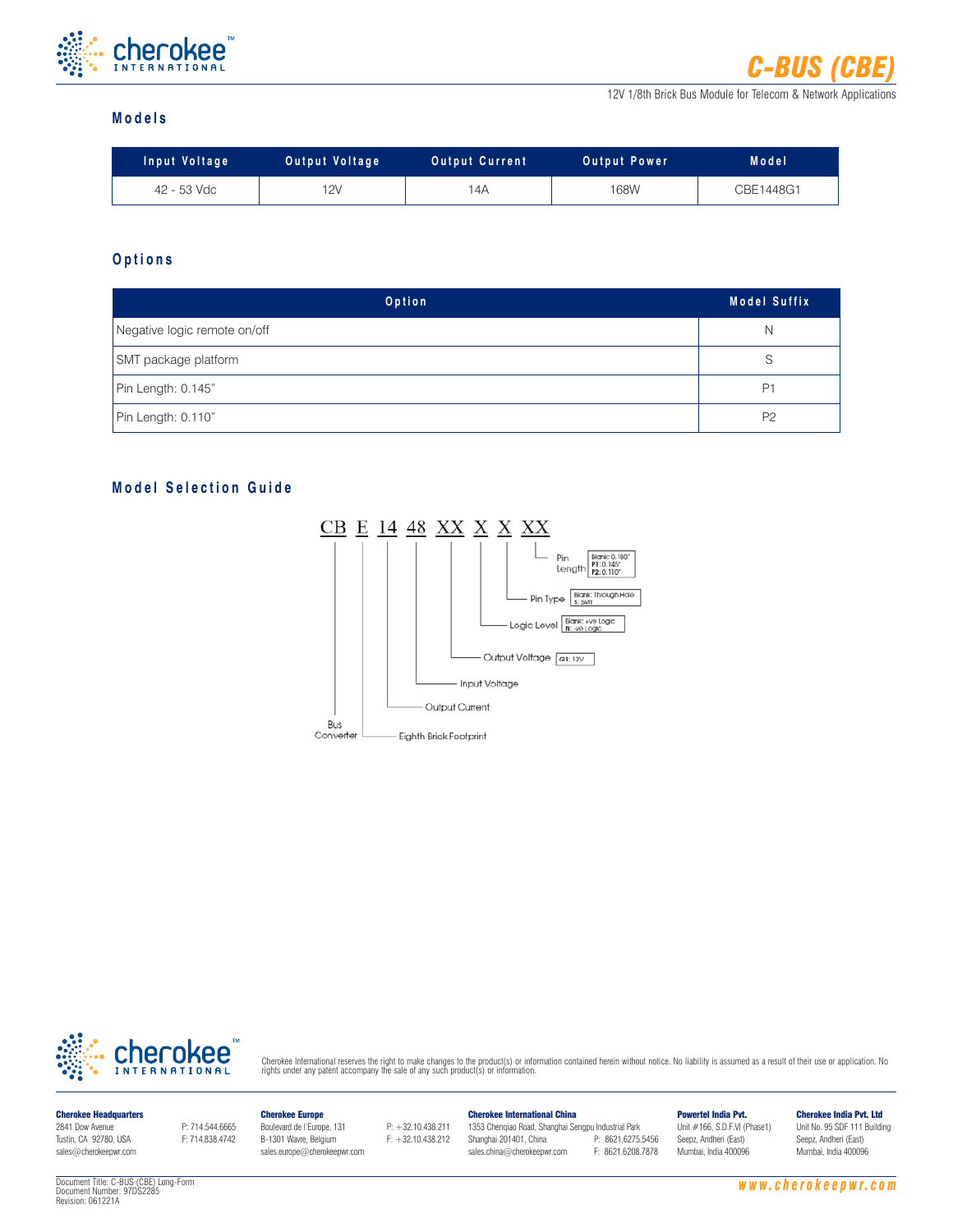## Models

| Input Voltage | Output Voltage | Output Current | Output Power | Model |
|---|---|---|---|---|
| 42 - 53 Vdc | 12V | 14A | 168W | CBE1448G1 |

## Options

| Option | Model Suffix |
|---|---|
| Negative logic remote on/off | N |
| SMT package platform | S |
| Pin Length: 0.145" | P1 |
| Pin Length: 0.110" | P2 |

## Model Selection Guide

CB E 14 48 XX X X XX

Pin Length: Blank: 0.180" / P1: 0.145" / P2: 0.110"

Pin Type: Blank: Through Hole / S: SMT

Logic Level: Blank: +ve Logic / N: -ve Logic

Output Voltage: G1: 12V

Input Voltage

Output Current

Eighth Brick Footprint

Bus Converter

Cherokee International reserves the right to make changes to the product(s) or information contained herein without notice. No liability is assumed as a result of their use or application. No rights under any patent accompany the sale of any such product(s) or information.

**Cherokee Headquarters**
2841 Dow Avenue
Tustin, CA 92780, USA
sales@cherokeepwr.com
P: 714.544.6665
F: 714.838.4742

**Cherokee Europe**
Boulevard de l'Europe, 131
B-1301 Wavre, Belgium
sales.europe@cherokeepwr.com
P: +32.10.438.211
F: +32.10.438.212

**Cherokee International China**
1353 Chenqiao Road, Shanghai Sengpu Industrial Park
Shanghai 201401, China
sales.china@cherokeepwr.com
P: 8621.6275.5456
F: 8621.6208.7878

**Powertel India Pvt.**
Unit #166, S.D.F.VI (Phase1)
Seepz, Andheri (East)
Mumbai, India 400096

**Cherokee India Pvt. Ltd**
Unit No. 95 SDF 111 Building
Seepz, Andheri (East)
Mumbai, India 400096

Document Title: C-BUS (CBE) Long-Form
Document Number: 97DS2285
Revision: 061221A

www.cherokeepwr.com